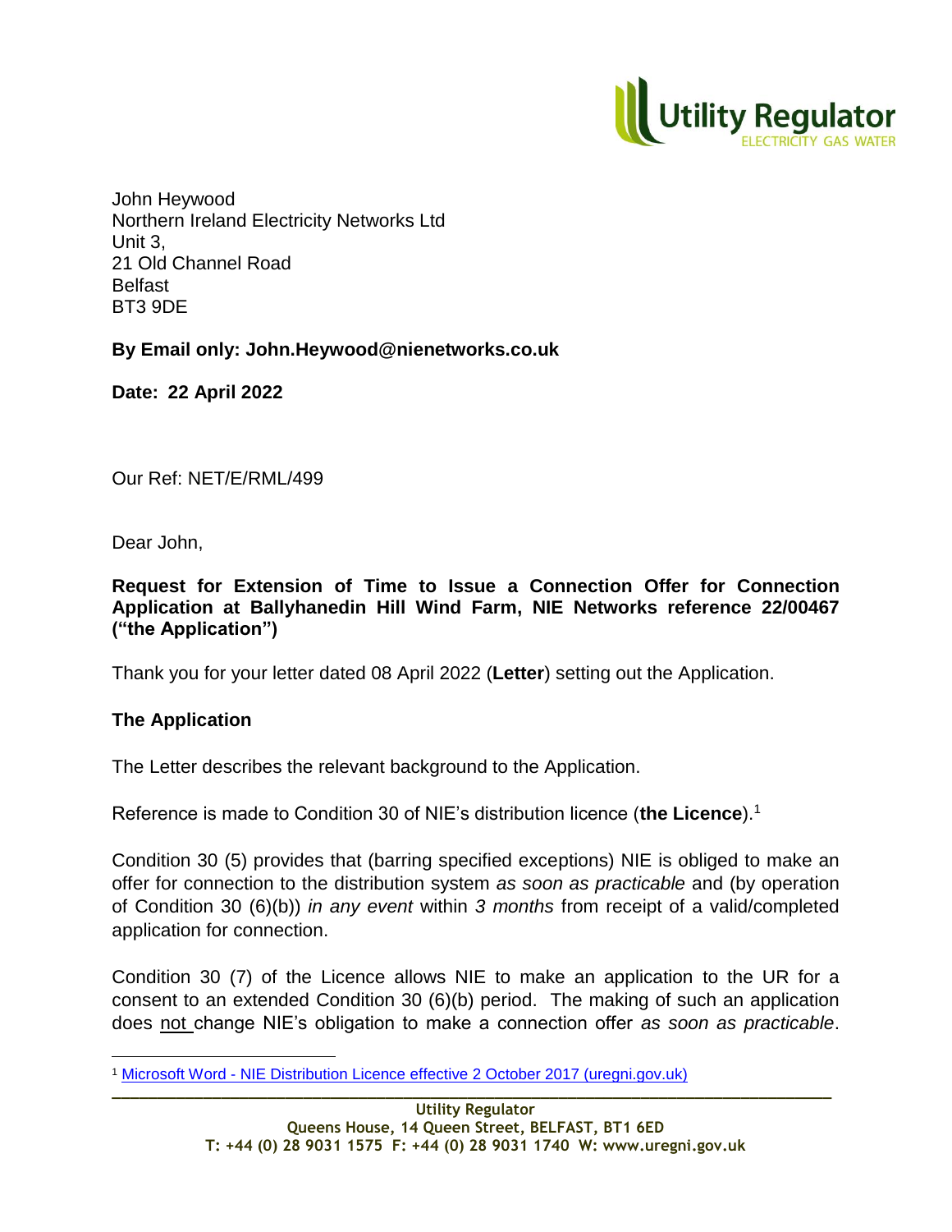John Heywood
Northern Ireland Electricity Networks Ltd
Unit 3,
21 Old Channel Road
Belfast
BT3 9DE

**By Email only: John.Heywood@nienetworks.co.uk**

**Date: 22 April 2022**

Our Ref: NET/E/RML/499

Dear John,

**Request for Extension of Time to Issue a Connection Offer for Connection Application at Ballyhanedin Hill Wind Farm, NIE Networks reference 22/00467 ("the Application")**

Thank you for your letter dated 08 April 2022 (**Letter**) setting out the Application.

## The Application

The Letter describes the relevant background to the Application.

Reference is made to Condition 30 of NIE's distribution licence (**the Licence**).[1]

Condition 30 (5) provides that (barring specified exceptions) NIE is obliged to make an offer for connection to the distribution system *as soon as practicable* and (by operation of Condition 30 (6)(b)) *in any event* within *3 months* from receipt of a valid/completed application for connection.

Condition 30 (7) of the Licence allows NIE to make an application to the UR for a consent to an extended Condition 30 (6)(b) period. The making of such an application does not change NIE's obligation to make a connection offer *as soon as practicable*.

[1] Microsoft Word - NIE Distribution Licence effective 2 October 2017 (uregni.gov.uk)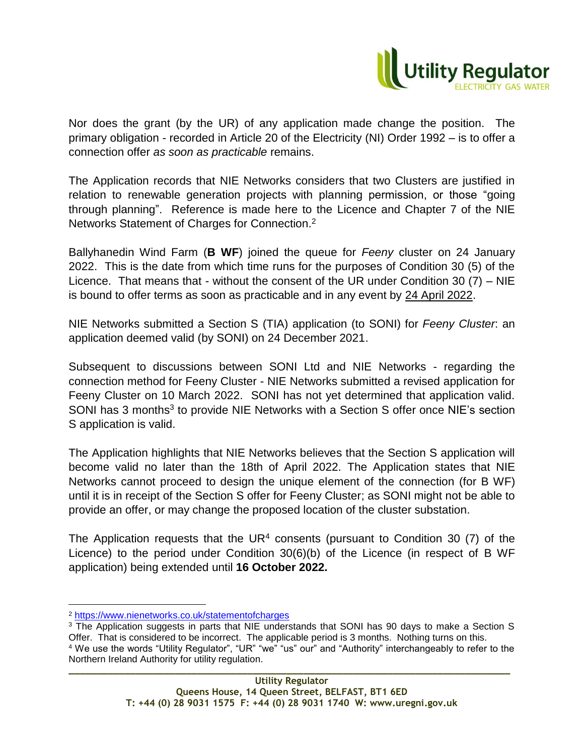Nor does the grant (by the UR) of any application made change the position. The primary obligation - recorded in Article 20 of the Electricity (NI) Order 1992 – is to offer a connection offer *as soon as practicable* remains.

The Application records that NIE Networks considers that two Clusters are justified in relation to renewable generation projects with planning permission, or those "going through planning". Reference is made here to the Licence and Chapter 7 of the NIE Networks Statement of Charges for Connection.[2]

Ballyhanedin Wind Farm (**B WF**) joined the queue for *Feeny* cluster on 24 January 2022. This is the date from which time runs for the purposes of Condition 30 (5) of the Licence. That means that - without the consent of the UR under Condition 30 (7) – NIE is bound to offer terms as soon as practicable and in any event by 24 April 2022.

NIE Networks submitted a Section S (TIA) application (to SONI) for *Feeny Cluster*: an application deemed valid (by SONI) on 24 December 2021.

Subsequent to discussions between SONI Ltd and NIE Networks - regarding the connection method for Feeny Cluster - NIE Networks submitted a revised application for Feeny Cluster on 10 March 2022. SONI has not yet determined that application valid. SONI has 3 months[3] to provide NIE Networks with a Section S offer once NIE's section S application is valid.

The Application highlights that NIE Networks believes that the Section S application will become valid no later than the 18th of April 2022. The Application states that NIE Networks cannot proceed to design the unique element of the connection (for B WF) until it is in receipt of the Section S offer for Feeny Cluster; as SONI might not be able to provide an offer, or may change the proposed location of the cluster substation.

The Application requests that the UR[4] consents (pursuant to Condition 30 (7) of the Licence) to the period under Condition 30(6)(b) of the Licence (in respect of B WF application) being extended until **16 October 2022.**

---

[2] https://www.nienetworks.co.uk/statementofcharges

[3] The Application suggests in parts that NIE understands that SONI has 90 days to make a Section S Offer. That is considered to be incorrect. The applicable period is 3 months. Nothing turns on this.

[4] We use the words "Utility Regulator", "UR" "we" "us" our" and "Authority" interchangeably to refer to the Northern Ireland Authority for utility regulation.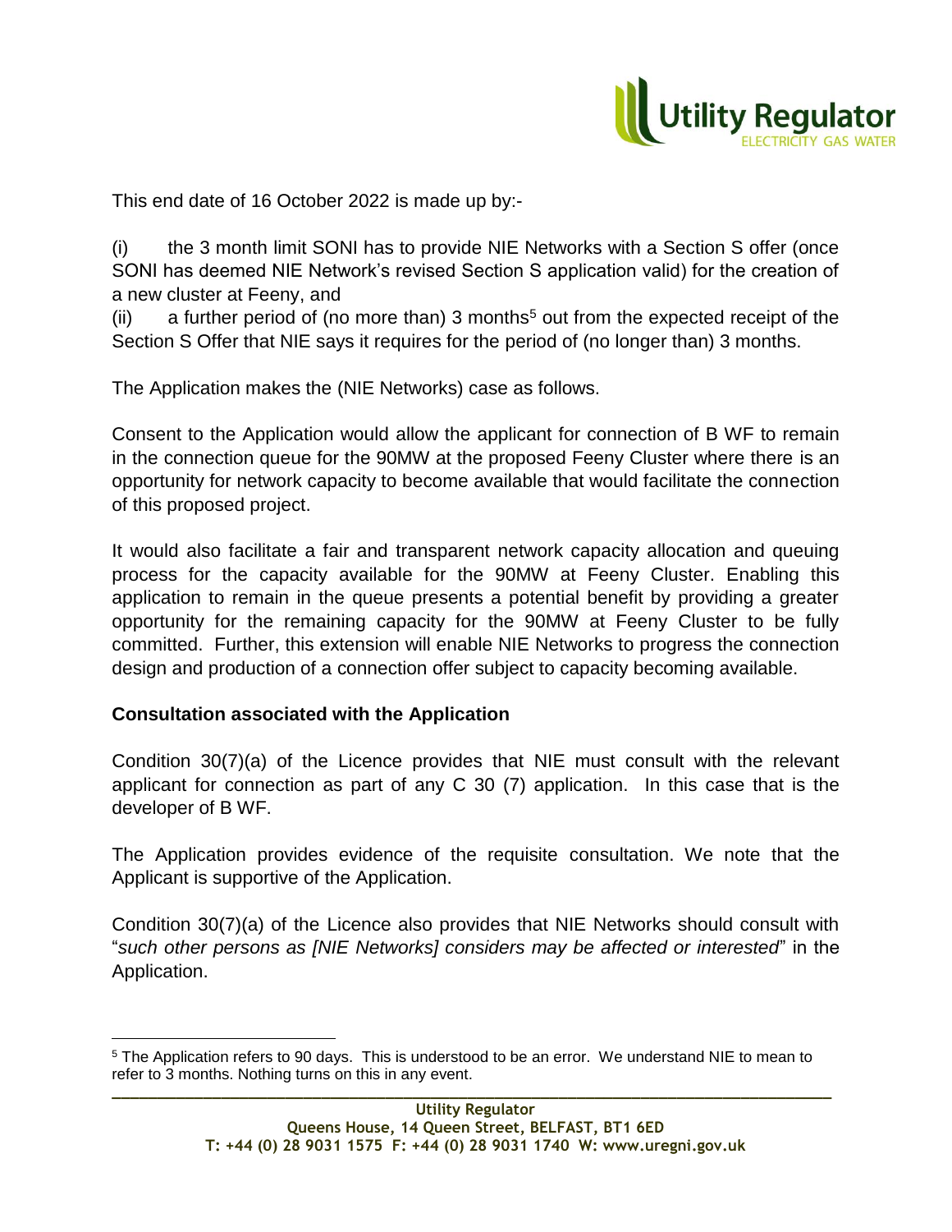This end date of 16 October 2022 is made up by:-

(i) the 3 month limit SONI has to provide NIE Networks with a Section S offer (once SONI has deemed NIE Network's revised Section S application valid) for the creation of a new cluster at Feeny, and

(ii) a further period of (no more than) 3 months[5] out from the expected receipt of the Section S Offer that NIE says it requires for the period of (no longer than) 3 months.

The Application makes the (NIE Networks) case as follows.

Consent to the Application would allow the applicant for connection of B WF to remain in the connection queue for the 90MW at the proposed Feeny Cluster where there is an opportunity for network capacity to become available that would facilitate the connection of this proposed project.

It would also facilitate a fair and transparent network capacity allocation and queuing process for the capacity available for the 90MW at Feeny Cluster. Enabling this application to remain in the queue presents a potential benefit by providing a greater opportunity for the remaining capacity for the 90MW at Feeny Cluster to be fully committed. Further, this extension will enable NIE Networks to progress the connection design and production of a connection offer subject to capacity becoming available.

**Consultation associated with the Application**

Condition 30(7)(a) of the Licence provides that NIE must consult with the relevant applicant for connection as part of any C 30 (7) application. In this case that is the developer of B WF.

The Application provides evidence of the requisite consultation. We note that the Applicant is supportive of the Application.

Condition 30(7)(a) of the Licence also provides that NIE Networks should consult with "*such other persons as [NIE Networks] considers may be affected or interested*" in the Application.

[5] The Application refers to 90 days. This is understood to be an error. We understand NIE to mean to refer to 3 months. Nothing turns on this in any event.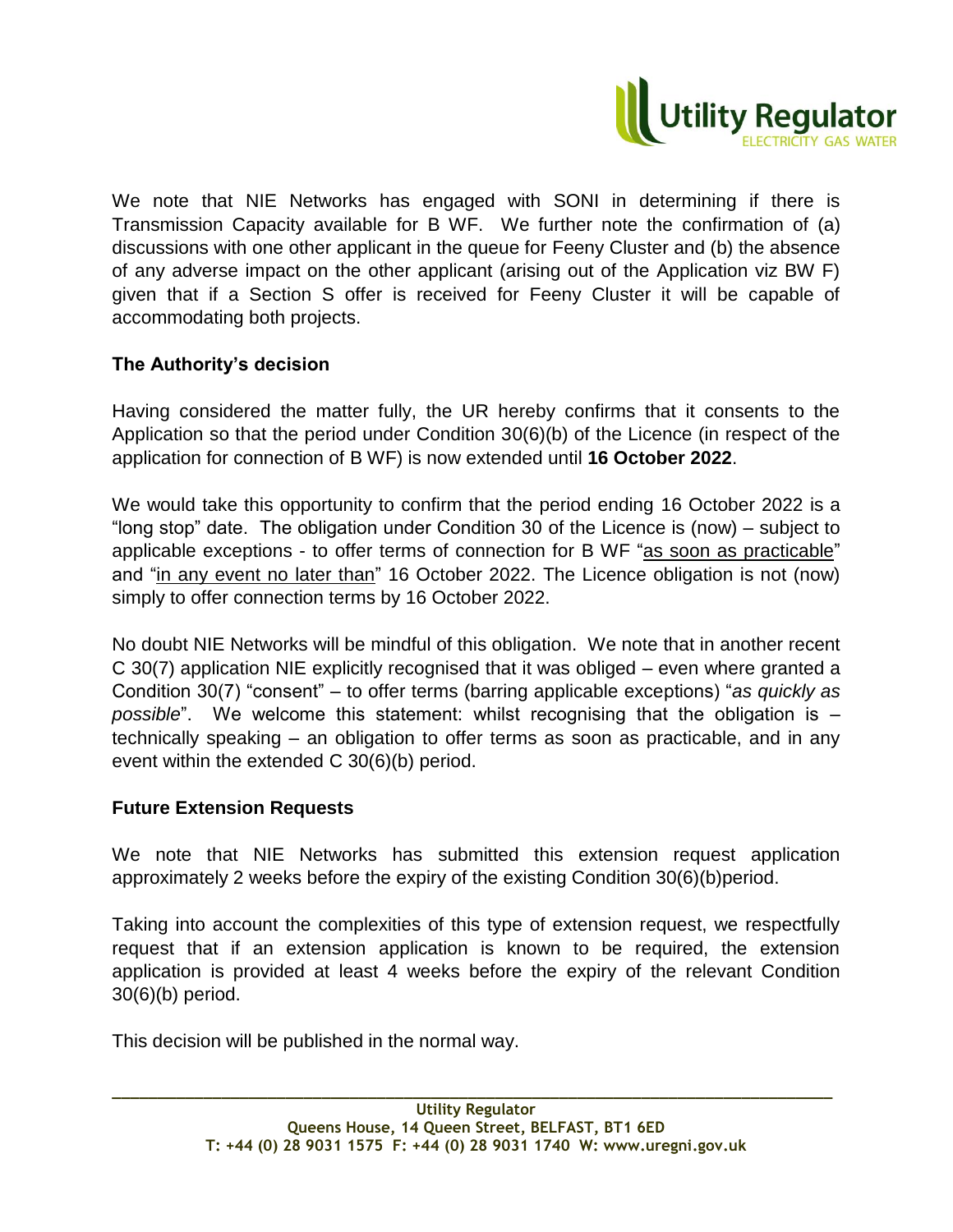We note that NIE Networks has engaged with SONI in determining if there is Transmission Capacity available for B WF. We further note the confirmation of (a) discussions with one other applicant in the queue for Feeny Cluster and (b) the absence of any adverse impact on the other applicant (arising out of the Application viz BW F) given that if a Section S offer is received for Feeny Cluster it will be capable of accommodating both projects.

**The Authority's decision**

Having considered the matter fully, the UR hereby confirms that it consents to the Application so that the period under Condition 30(6)(b) of the Licence (in respect of the application for connection of B WF) is now extended until **16 October 2022**.

We would take this opportunity to confirm that the period ending 16 October 2022 is a "long stop" date. The obligation under Condition 30 of the Licence is (now) – subject to applicable exceptions - to offer terms of connection for B WF "<u>as soon as practicable</u>" and "<u>in any event no later than</u>" 16 October 2022. The Licence obligation is not (now) simply to offer connection terms by 16 October 2022.

No doubt NIE Networks will be mindful of this obligation. We note that in another recent C 30(7) application NIE explicitly recognised that it was obliged – even where granted a Condition 30(7) "consent" – to offer terms (barring applicable exceptions) "*as quickly as possible*". We welcome this statement: whilst recognising that the obligation is – technically speaking – an obligation to offer terms as soon as practicable, and in any event within the extended C 30(6)(b) period.

**Future Extension Requests**

We note that NIE Networks has submitted this extension request application approximately 2 weeks before the expiry of the existing Condition 30(6)(b)period.

Taking into account the complexities of this type of extension request, we respectfully request that if an extension application is known to be required, the extension application is provided at least 4 weeks before the expiry of the relevant Condition 30(6)(b) period.

This decision will be published in the normal way.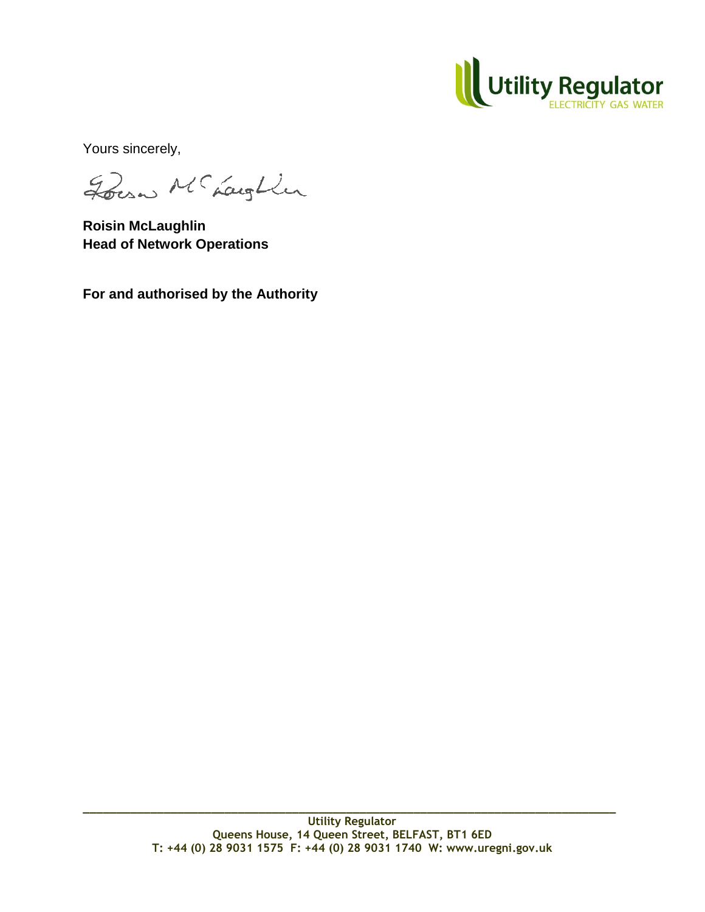Yours sincerely,

**Roisin McLaughlin**
**Head of Network Operations**

**For and authorised by the Authority**